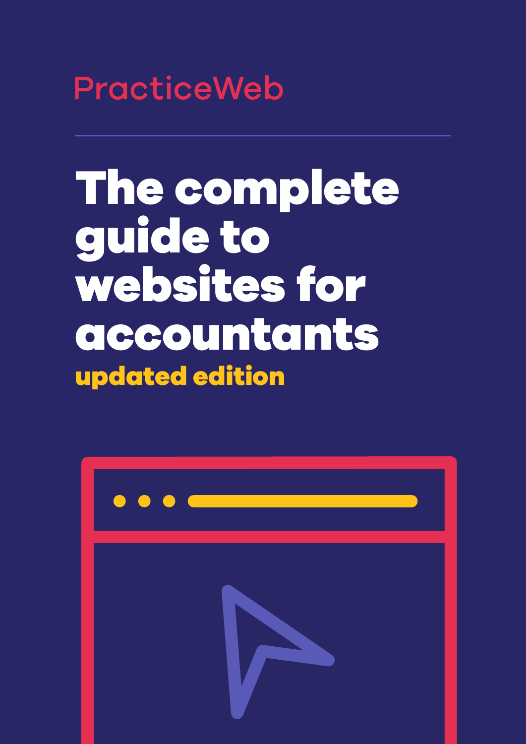PracticeWeb

# The complete guide to websites for accountants

**updated edition**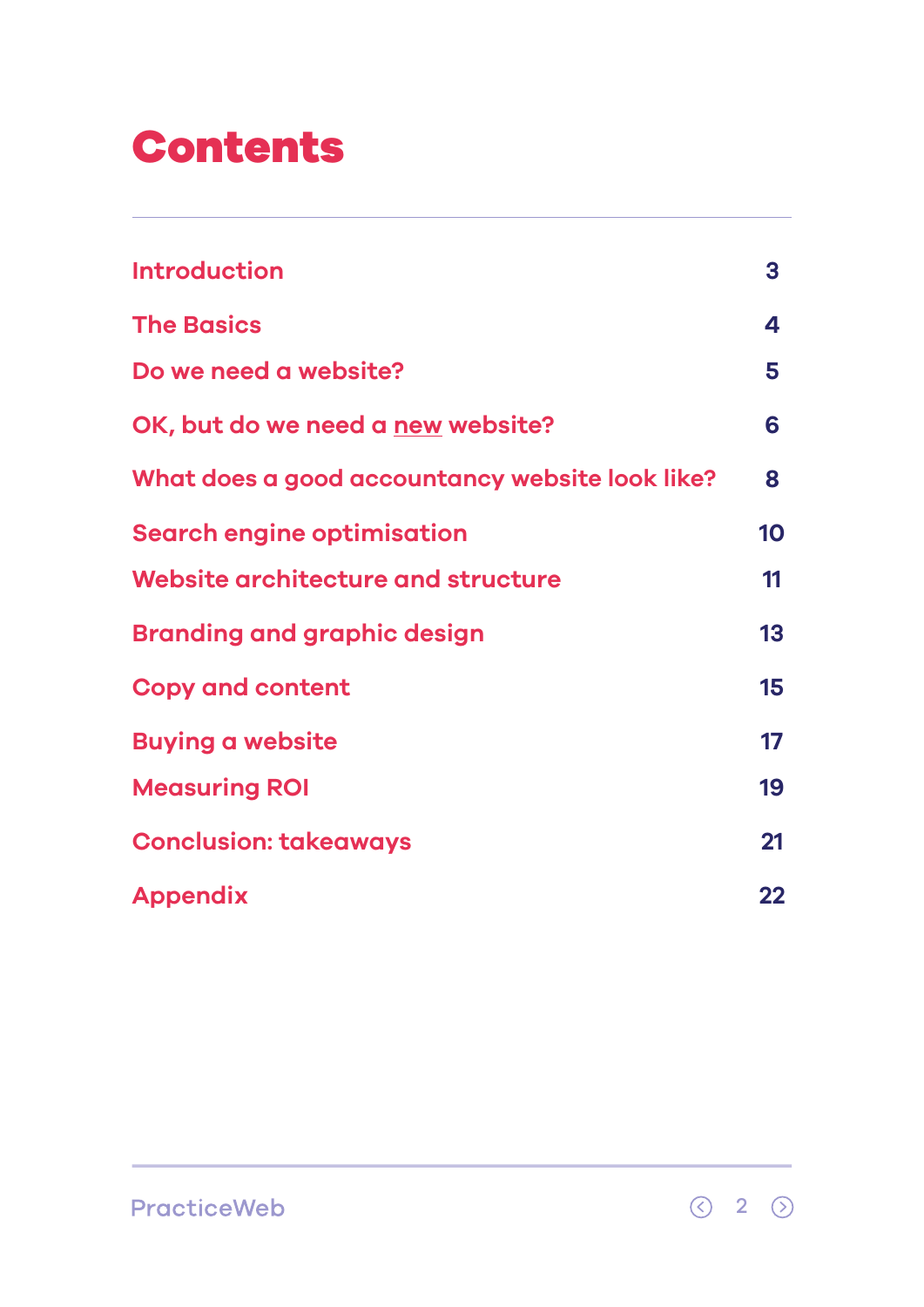# Contents

| | |
|---|---|
| Introduction | 3 |
| The Basics | 4 |
| Do we need a website? | 5 |
| OK, but do we need a new website? | 6 |
| What does a good accountancy website look like? | 8 |
| Search engine optimisation | 10 |
| Website architecture and structure | 11 |
| Branding and graphic design | 13 |
| Copy and content | 15 |
| Buying a website | 17 |
| Measuring ROI | 19 |
| Conclusion: takeaways | 21 |
| Appendix | 22 |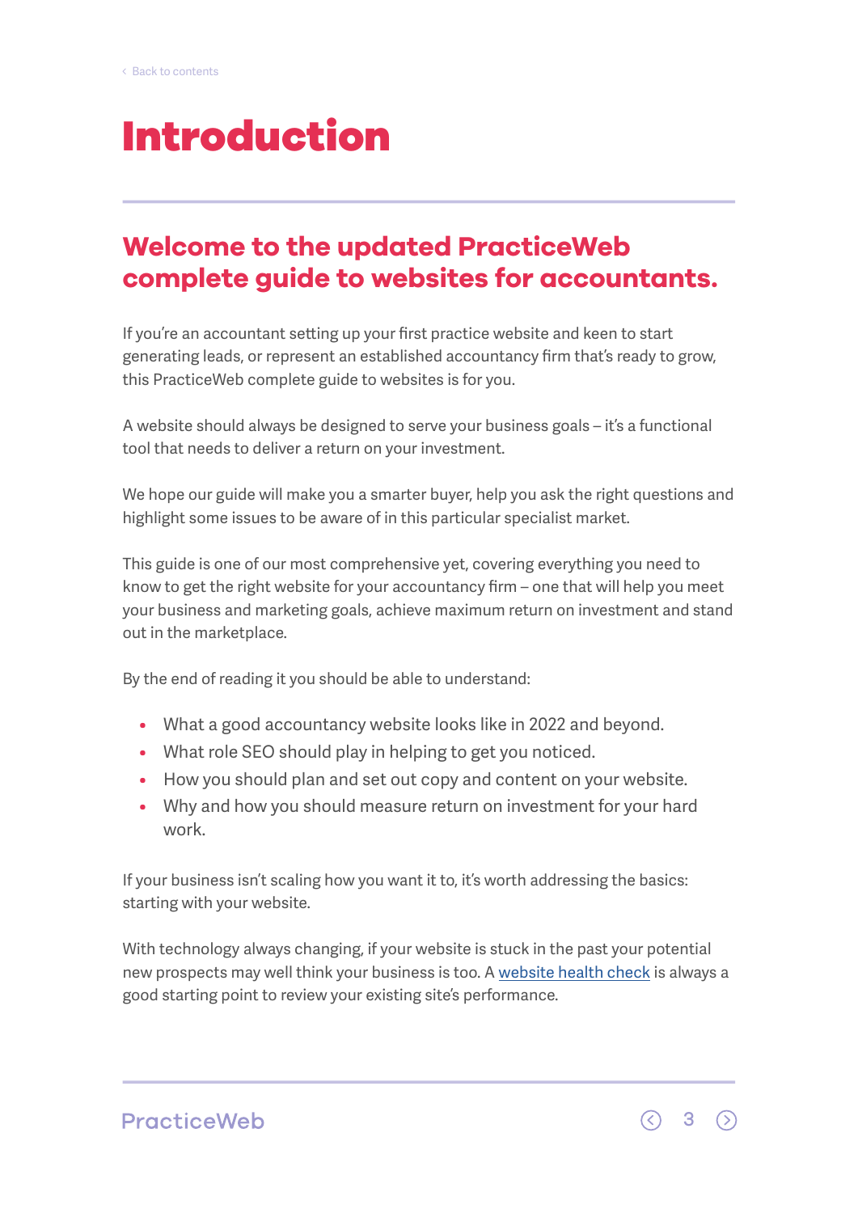# Introduction

## Welcome to the updated PracticeWeb complete guide to websites for accountants.

If you're an accountant setting up your first practice website and keen to start generating leads, or represent an established accountancy firm that's ready to grow, this PracticeWeb complete guide to websites is for you.

A website should always be designed to serve your business goals – it's a functional tool that needs to deliver a return on your investment.

We hope our guide will make you a smarter buyer, help you ask the right questions and highlight some issues to be aware of in this particular specialist market.

This guide is one of our most comprehensive yet, covering everything you need to know to get the right website for your accountancy firm – one that will help you meet your business and marketing goals, achieve maximum return on investment and stand out in the marketplace.

By the end of reading it you should be able to understand:

- What a good accountancy website looks like in 2022 and beyond.
- What role SEO should play in helping to get you noticed.
- How you should plan and set out copy and content on your website.
- Why and how you should measure return on investment for your hard work.

If your business isn't scaling how you want it to, it's worth addressing the basics: starting with your website.

With technology always changing, if your website is stuck in the past your potential new prospects may well think your business is too. A website health check is always a good starting point to review your existing site's performance.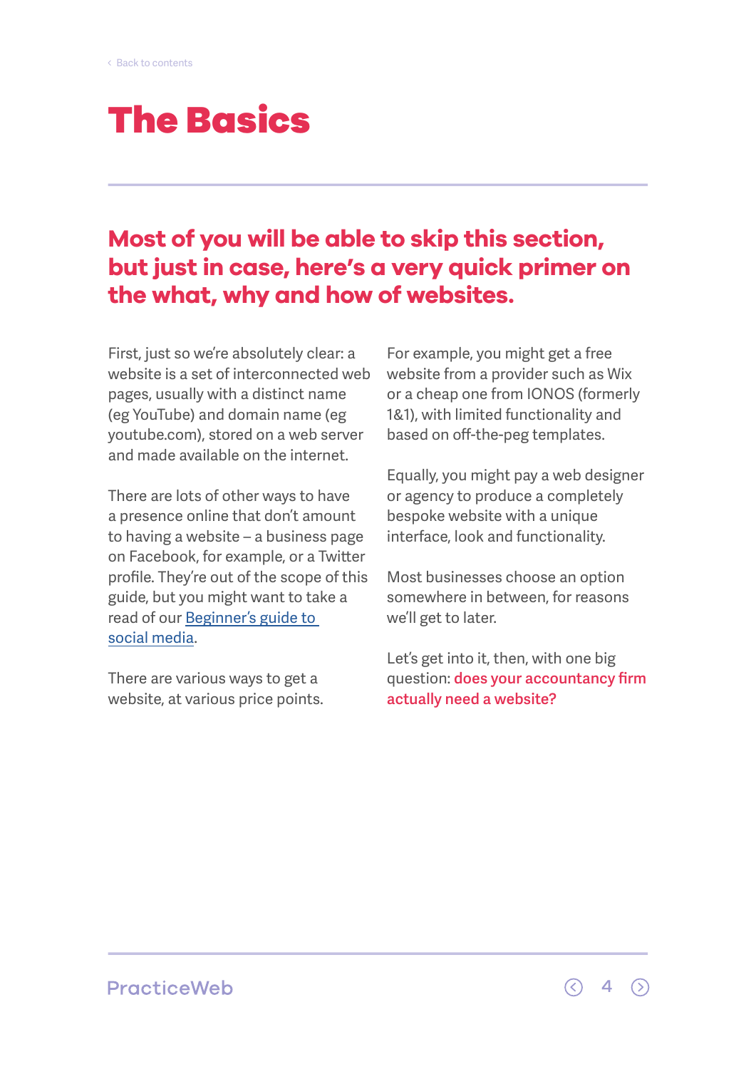# The Basics

## Most of you will be able to skip this section, but just in case, here's a very quick primer on the what, why and how of websites.

First, just so we're absolutely clear: a website is a set of interconnected web pages, usually with a distinct name (eg YouTube) and domain name (eg youtube.com), stored on a web server and made available on the internet.

There are lots of other ways to have a presence online that don't amount to having a website – a business page on Facebook, for example, or a Twitter profile. They're out of the scope of this guide, but you might want to take a read of our [Beginner's guide to social media].

There are various ways to get a website, at various price points.

For example, you might get a free website from a provider such as Wix or a cheap one from IONOS (formerly 1&1), with limited functionality and based on off-the-peg templates.

Equally, you might pay a web designer or agency to produce a completely bespoke website with a unique interface, look and functionality.

Most businesses choose an option somewhere in between, for reasons we'll get to later.

Let's get into it, then, with one big question: **does your accountancy firm actually need a website?**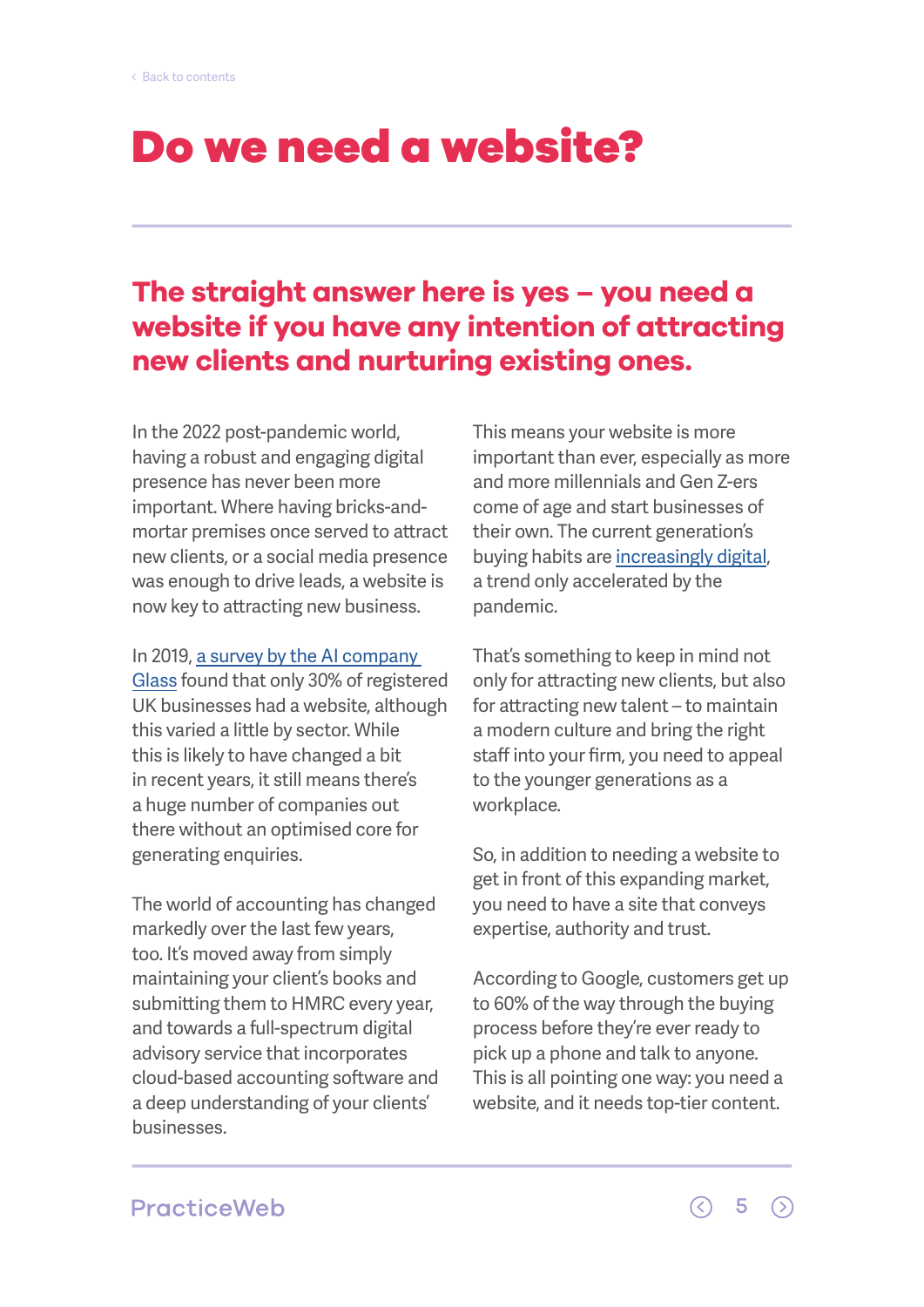# Do we need a website?

## The straight answer here is yes – you need a website if you have any intention of attracting new clients and nurturing existing ones.

In the 2022 post-pandemic world, having a robust and engaging digital presence has never been more important. Where having bricks-and-mortar premises once served to attract new clients, or a social media presence was enough to drive leads, a website is now key to attracting new business.

In 2019, a survey by the AI company Glass found that only 30% of registered UK businesses had a website, although this varied a little by sector. While this is likely to have changed a bit in recent years, it still means there's a huge number of companies out there without an optimised core for generating enquiries.

The world of accounting has changed markedly over the last few years, too. It's moved away from simply maintaining your client's books and submitting them to HMRC every year, and towards a full-spectrum digital advisory service that incorporates cloud-based accounting software and a deep understanding of your clients' businesses.

This means your website is more important than ever, especially as more and more millennials and Gen Z-ers come of age and start businesses of their own. The current generation's buying habits are increasingly digital, a trend only accelerated by the pandemic.

That's something to keep in mind not only for attracting new clients, but also for attracting new talent – to maintain a modern culture and bring the right staff into your firm, you need to appeal to the younger generations as a workplace.

So, in addition to needing a website to get in front of this expanding market, you need to have a site that conveys expertise, authority and trust.

According to Google, customers get up to 60% of the way through the buying process before they're ever ready to pick up a phone and talk to anyone. This is all pointing one way: you need a website, and it needs top-tier content.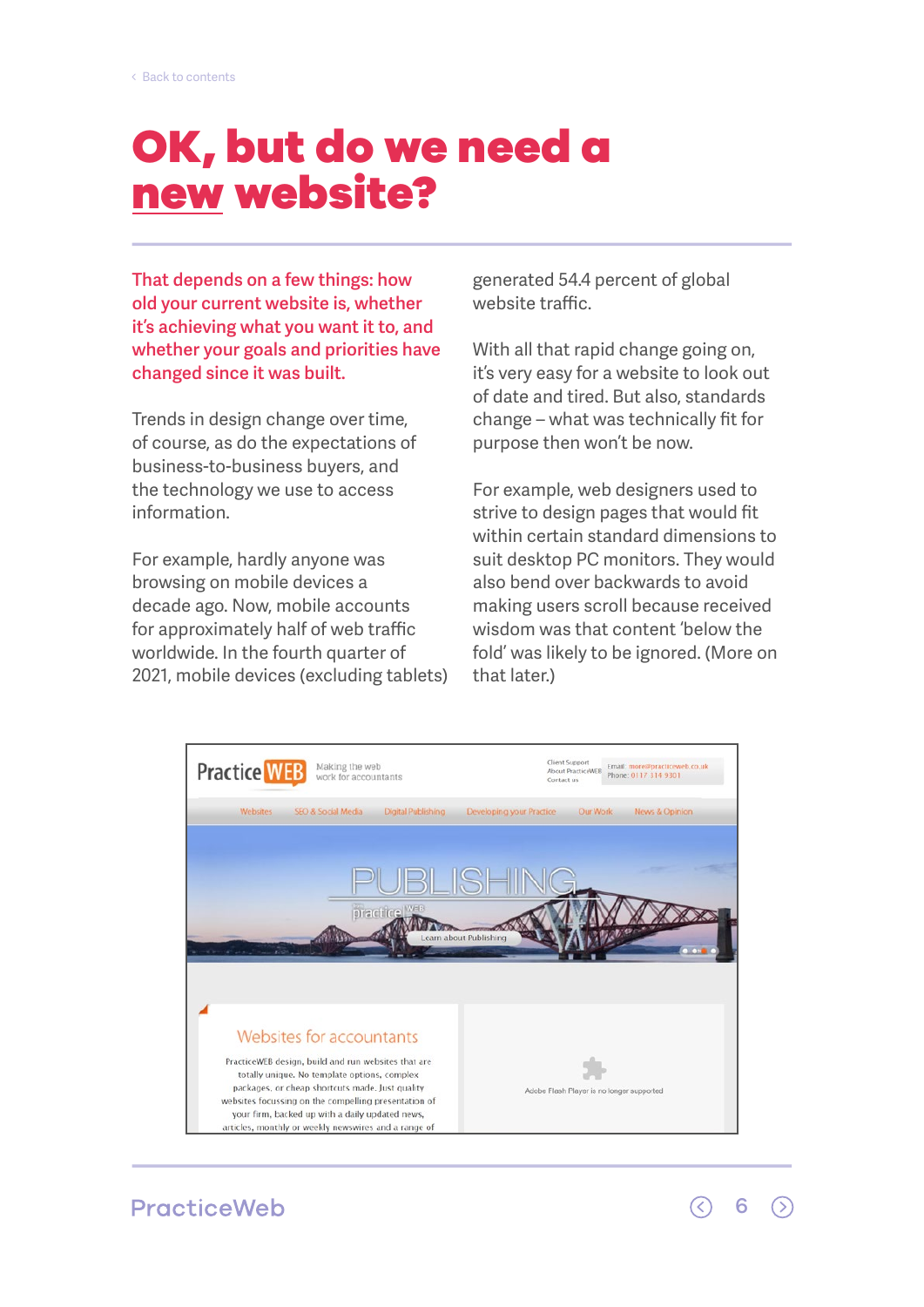[Back to contents](#)

# OK, but do we need a new website?

**That depends on a few things: how old your current website is, whether it's achieving what you want it to, and whether your goals and priorities have changed since it was built.**

Trends in design change over time, of course, as do the expectations of business-to-business buyers, and the technology we use to access information.

For example, hardly anyone was browsing on mobile devices a decade ago. Now, mobile accounts for approximately half of web traffic worldwide. In the fourth quarter of 2021, mobile devices (excluding tablets) generated 54.4 percent of global website traffic.

With all that rapid change going on, it's very easy for a website to look out of date and tired. But also, standards change – what was technically fit for purpose then won't be now.

For example, web designers used to strive to design pages that would fit within certain standard dimensions to suit desktop PC monitors. They would also bend over backwards to avoid making users scroll because received wisdom was that content 'below the fold' was likely to be ignored. (More on that later.)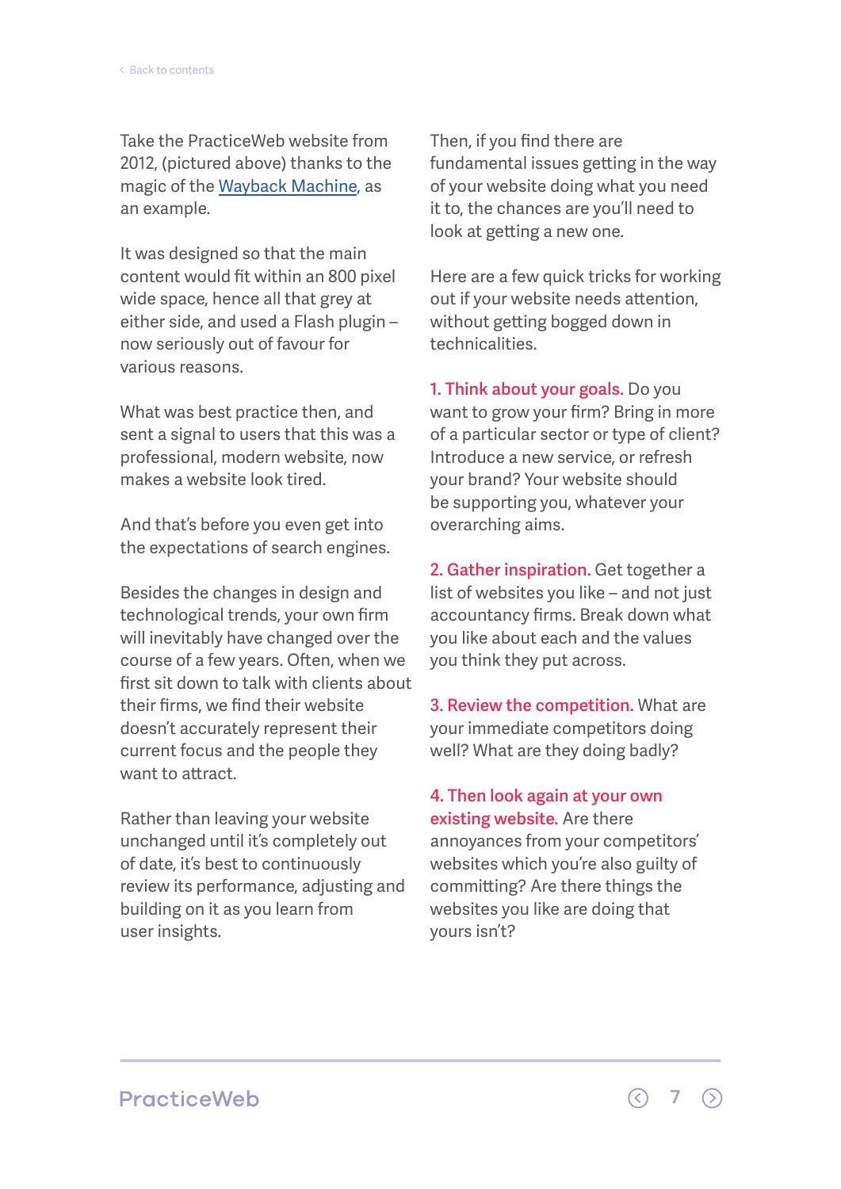Take the PracticeWeb website from 2012, (pictured above) thanks to the magic of the [Wayback Machine](), as an example.

It was designed so that the main content would fit within an 800 pixel wide space, hence all that grey at either side, and used a Flash plugin – now seriously out of favour for various reasons.

What was best practice then, and sent a signal to users that this was a professional, modern website, now makes a website look tired.

And that's before you even get into the expectations of search engines.

Besides the changes in design and technological trends, your own firm will inevitably have changed over the course of a few years. Often, when we first sit down to talk with clients about their firms, we find their website doesn't accurately represent their current focus and the people they want to attract.

Rather than leaving your website unchanged until it's completely out of date, it's best to continuously review its performance, adjusting and building on it as you learn from user insights.

Then, if you find there are fundamental issues getting in the way of your website doing what you need it to, the chances are you'll need to look at getting a new one.

Here are a few quick tricks for working out if your website needs attention, without getting bogged down in technicalities.

**1. Think about your goals.** Do you want to grow your firm? Bring in more of a particular sector or type of client? Introduce a new service, or refresh your brand? Your website should be supporting you, whatever your overarching aims.

**2. Gather inspiration.** Get together a list of websites you like – and not just accountancy firms. Break down what you like about each and the values you think they put across.

**3. Review the competition.** What are your immediate competitors doing well? What are they doing badly?

**4. Then look again at your own existing website.** Are there annoyances from your competitors' websites which you're also guilty of committing? Are there things the websites you like are doing that yours isn't?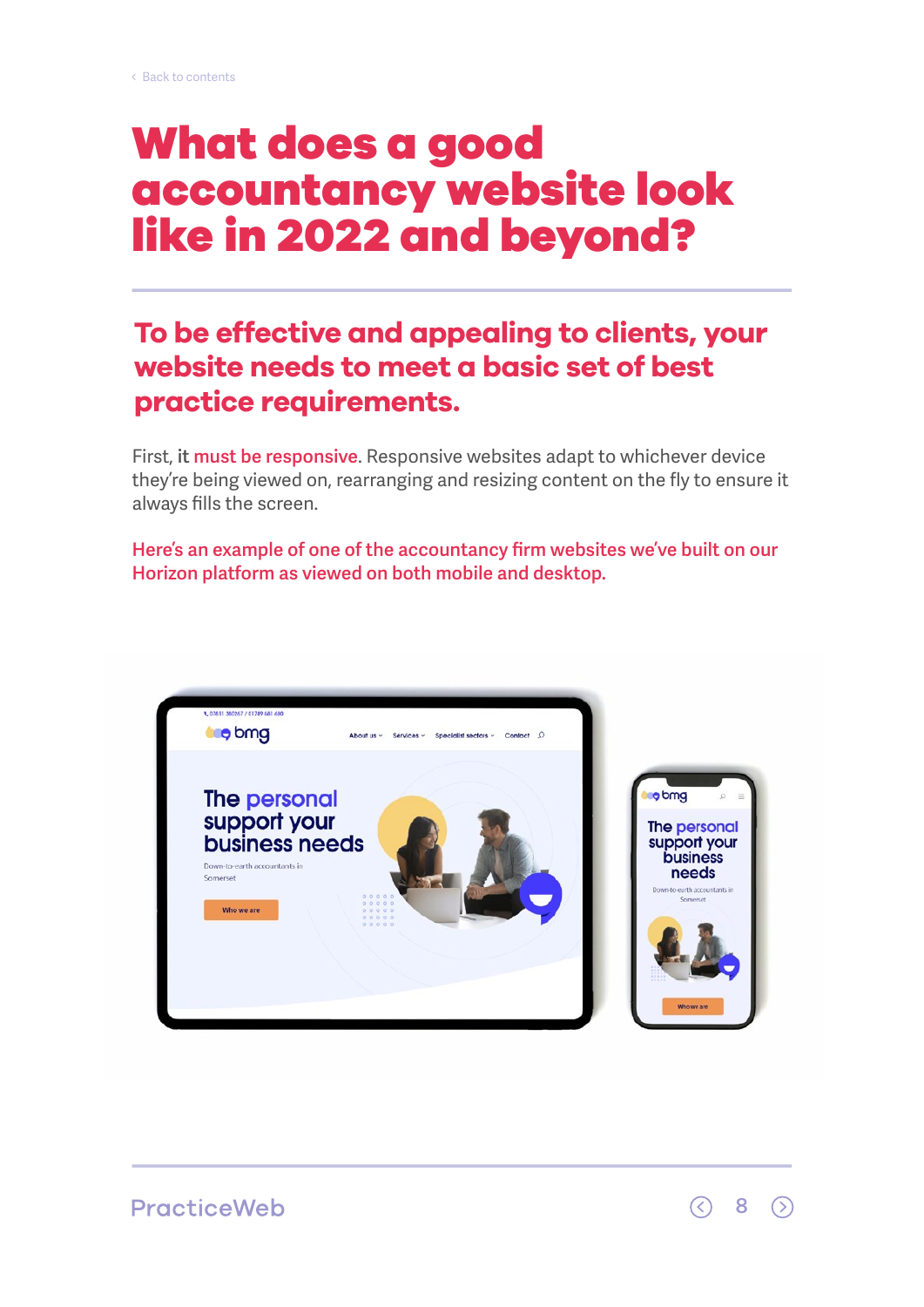# What does a good accountancy website look like in 2022 and beyond?

## To be effective and appealing to clients, your website needs to meet a basic set of best practice requirements.

First, **it must be responsive**. Responsive websites adapt to whichever device they're being viewed on, rearranging and resizing content on the fly to ensure it always fills the screen.

Here's an example of one of the accountancy firm websites we've built on our Horizon platform as viewed on both mobile and desktop.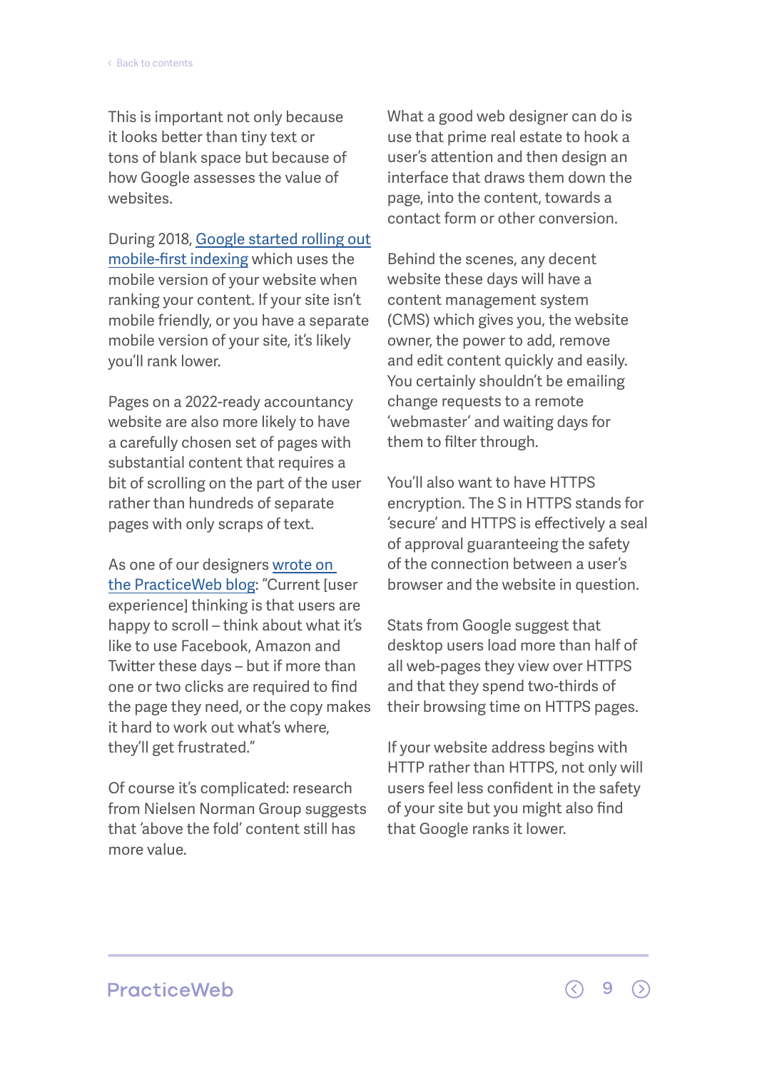This is important not only because it looks better than tiny text or tons of blank space but because of how Google assesses the value of websites.

During 2018, [Google started rolling out mobile-first indexing] which uses the mobile version of your website when ranking your content. If your site isn't mobile friendly, or you have a separate mobile version of your site, it's likely you'll rank lower.

Pages on a 2022-ready accountancy website are also more likely to have a carefully chosen set of pages with substantial content that requires a bit of scrolling on the part of the user rather than hundreds of separate pages with only scraps of text.

As one of our designers [wrote on the PracticeWeb blog]: "Current [user experience] thinking is that users are happy to scroll – think about what it's like to use Facebook, Amazon and Twitter these days – but if more than one or two clicks are required to find the page they need, or the copy makes it hard to work out what's where, they'll get frustrated."

Of course it's complicated: research from Nielsen Norman Group suggests that 'above the fold' content still has more value.

What a good web designer can do is use that prime real estate to hook a user's attention and then design an interface that draws them down the page, into the content, towards a contact form or other conversion.

Behind the scenes, any decent website these days will have a content management system (CMS) which gives you, the website owner, the power to add, remove and edit content quickly and easily. You certainly shouldn't be emailing change requests to a remote 'webmaster' and waiting days for them to filter through.

You'll also want to have HTTPS encryption. The S in HTTPS stands for 'secure' and HTTPS is effectively a seal of approval guaranteeing the safety of the connection between a user's browser and the website in question.

Stats from Google suggest that desktop users load more than half of all web-pages they view over HTTPS and that they spend two-thirds of their browsing time on HTTPS pages.

If your website address begins with HTTP rather than HTTPS, not only will users feel less confident in the safety of your site but you might also find that Google ranks it lower.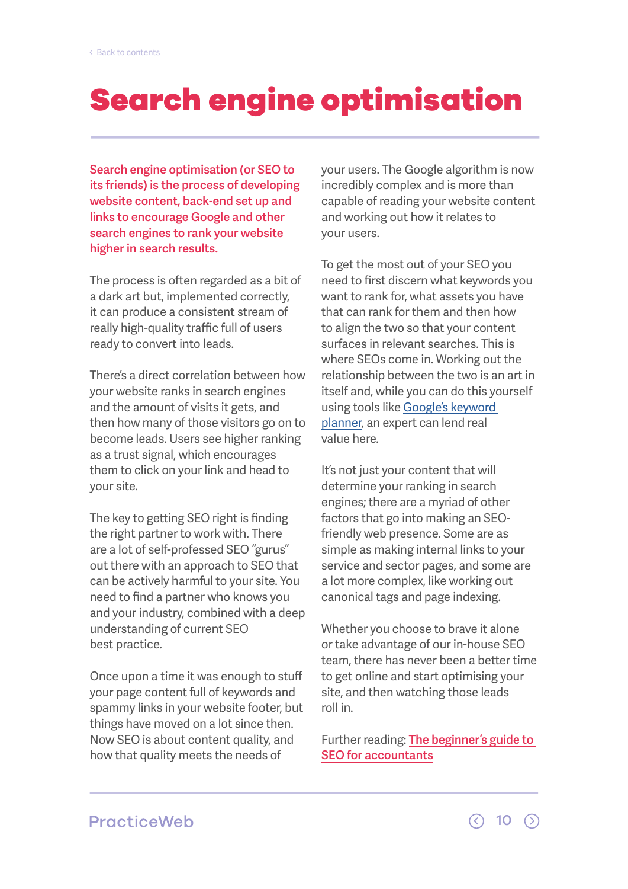# Search engine optimisation

**Search engine optimisation (or SEO to its friends) is the process of developing website content, back-end set up and links to encourage Google and other search engines to rank your website higher in search results.**

The process is often regarded as a bit of a dark art but, implemented correctly, it can produce a consistent stream of really high-quality traffic full of users ready to convert into leads.

There's a direct correlation between how your website ranks in search engines and the amount of visits it gets, and then how many of those visitors go on to become leads. Users see higher ranking as a trust signal, which encourages them to click on your link and head to your site.

The key to getting SEO right is finding the right partner to work with. There are a lot of self-professed SEO "gurus" out there with an approach to SEO that can be actively harmful to your site. You need to find a partner who knows you and your industry, combined with a deep understanding of current SEO best practice.

Once upon a time it was enough to stuff your page content full of keywords and spammy links in your website footer, but things have moved on a lot since then. Now SEO is about content quality, and how that quality meets the needs of your users. The Google algorithm is now incredibly complex and is more than capable of reading your website content and working out how it relates to your users.

To get the most out of your SEO you need to first discern what keywords you want to rank for, what assets you have that can rank for them and then how to align the two so that your content surfaces in relevant searches. This is where SEOs come in. Working out the relationship between the two is an art in itself and, while you can do this yourself using tools like Google's keyword planner, an expert can lend real value here.

It's not just your content that will determine your ranking in search engines; there are a myriad of other factors that go into making an SEO-friendly web presence. Some are as simple as making internal links to your service and sector pages, and some are a lot more complex, like working out canonical tags and page indexing.

Whether you choose to brave it alone or take advantage of our in-house SEO team, there has never been a better time to get online and start optimising your site, and then watching those leads roll in.

Further reading: The beginner's guide to SEO for accountants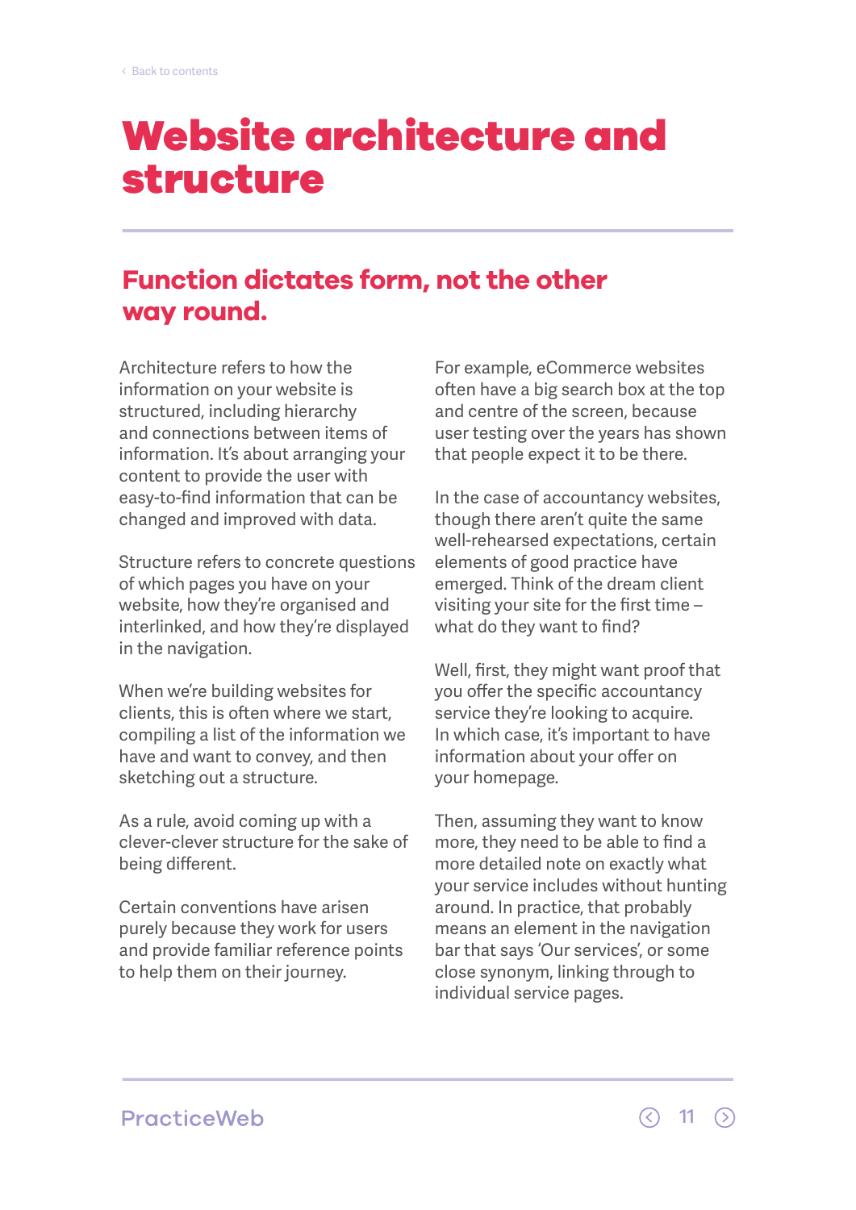# Website architecture and structure

## Function dictates form, not the other way round.

Architecture refers to how the information on your website is structured, including hierarchy and connections between items of information. It's about arranging your content to provide the user with easy-to-find information that can be changed and improved with data.

Structure refers to concrete questions of which pages you have on your website, how they're organised and interlinked, and how they're displayed in the navigation.

When we're building websites for clients, this is often where we start, compiling a list of the information we have and want to convey, and then sketching out a structure.

As a rule, avoid coming up with a clever-clever structure for the sake of being different.

Certain conventions have arisen purely because they work for users and provide familiar reference points to help them on their journey.

For example, eCommerce websites often have a big search box at the top and centre of the screen, because user testing over the years has shown that people expect it to be there.

In the case of accountancy websites, though there aren't quite the same well-rehearsed expectations, certain elements of good practice have emerged. Think of the dream client visiting your site for the first time – what do they want to find?

Well, first, they might want proof that you offer the specific accountancy service they're looking to acquire. In which case, it's important to have information about your offer on your homepage.

Then, assuming they want to know more, they need to be able to find a more detailed note on exactly what your service includes without hunting around. In practice, that probably means an element in the navigation bar that says 'Our services', or some close synonym, linking through to individual service pages.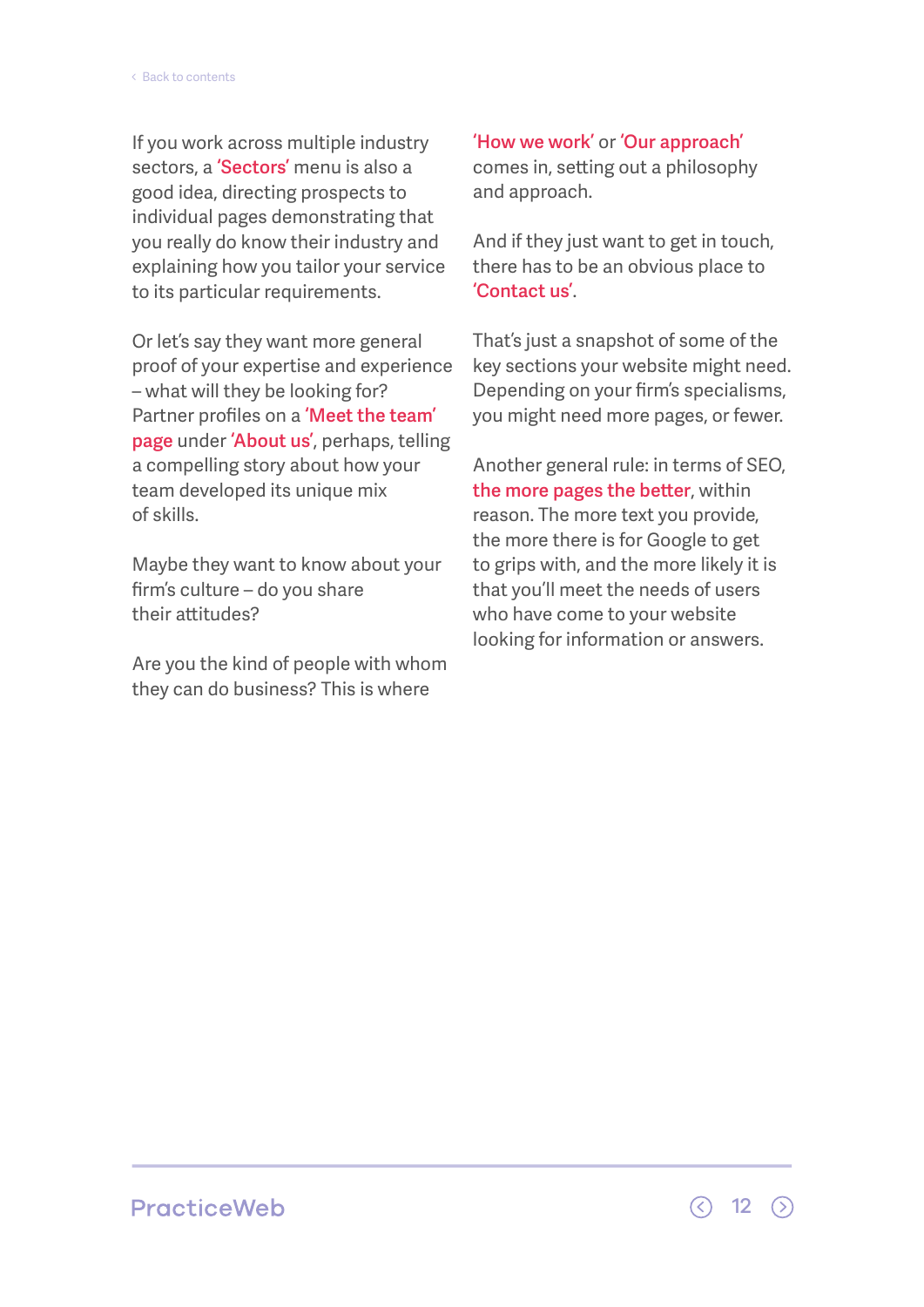If you work across multiple industry sectors, a 'Sectors' menu is also a good idea, directing prospects to individual pages demonstrating that you really do know their industry and explaining how you tailor your service to its particular requirements.

Or let's say they want more general proof of your expertise and experience – what will they be looking for? Partner profiles on a 'Meet the team' page under 'About us', perhaps, telling a compelling story about how your team developed its unique mix of skills.

Maybe they want to know about your firm's culture – do you share their attitudes?

Are you the kind of people with whom they can do business? This is where 'How we work' or 'Our approach' comes in, setting out a philosophy and approach.

And if they just want to get in touch, there has to be an obvious place to 'Contact us'.

That's just a snapshot of some of the key sections your website might need. Depending on your firm's specialisms, you might need more pages, or fewer.

Another general rule: in terms of SEO, the more pages the better, within reason. The more text you provide, the more there is for Google to get to grips with, and the more likely it is that you'll meet the needs of users who have come to your website looking for information or answers.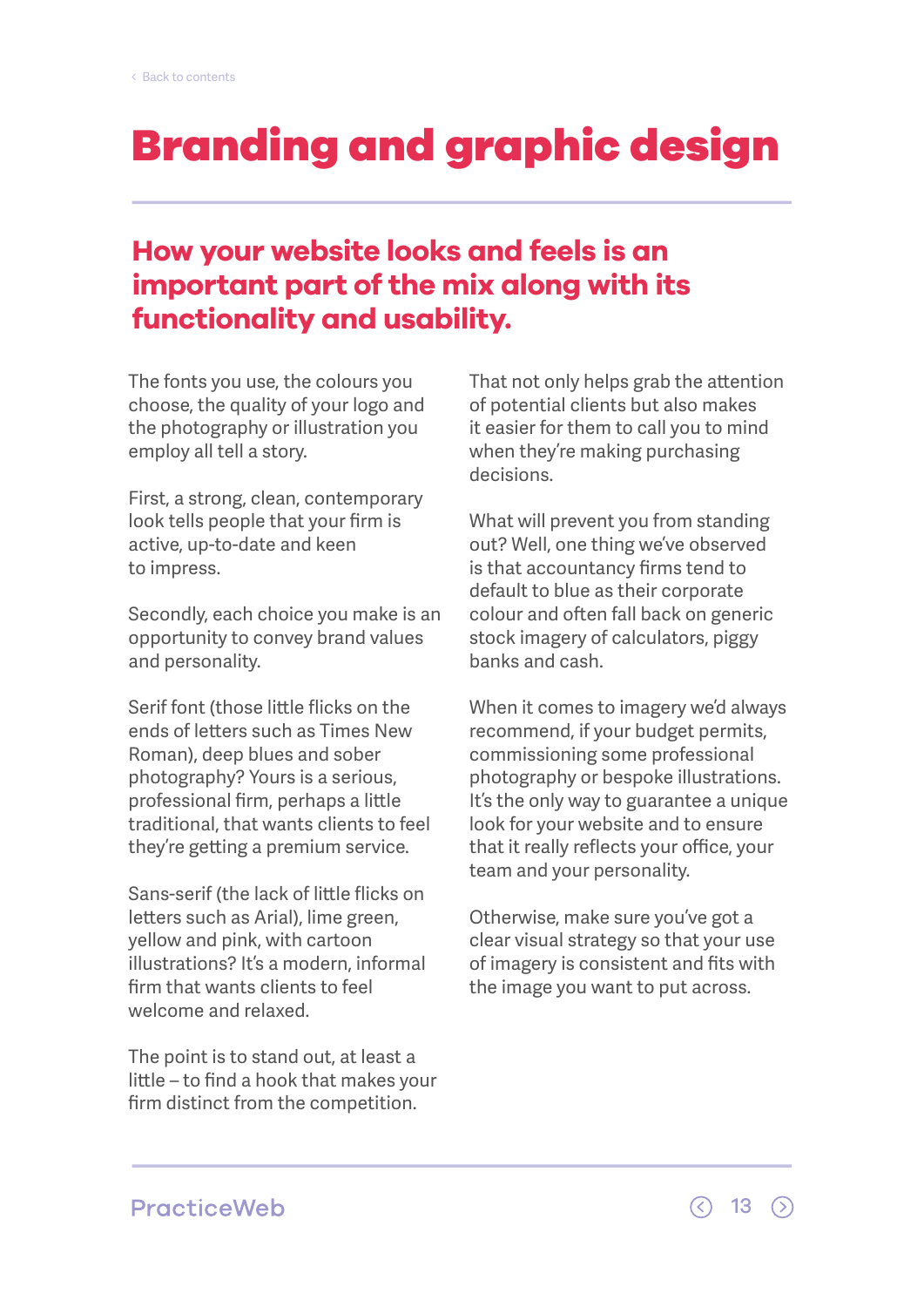# Branding and graphic design

## How your website looks and feels is an important part of the mix along with its functionality and usability.

The fonts you use, the colours you choose, the quality of your logo and the photography or illustration you employ all tell a story.

First, a strong, clean, contemporary look tells people that your firm is active, up-to-date and keen to impress.

Secondly, each choice you make is an opportunity to convey brand values and personality.

Serif font (those little flicks on the ends of letters such as Times New Roman), deep blues and sober photography? Yours is a serious, professional firm, perhaps a little traditional, that wants clients to feel they're getting a premium service.

Sans-serif (the lack of little flicks on letters such as Arial), lime green, yellow and pink, with cartoon illustrations? It's a modern, informal firm that wants clients to feel welcome and relaxed.

The point is to stand out, at least a little – to find a hook that makes your firm distinct from the competition.

That not only helps grab the attention of potential clients but also makes it easier for them to call you to mind when they're making purchasing decisions.

What will prevent you from standing out? Well, one thing we've observed is that accountancy firms tend to default to blue as their corporate colour and often fall back on generic stock imagery of calculators, piggy banks and cash.

When it comes to imagery we'd always recommend, if your budget permits, commissioning some professional photography or bespoke illustrations. It's the only way to guarantee a unique look for your website and to ensure that it really reflects your office, your team and your personality.

Otherwise, make sure you've got a clear visual strategy so that your use of imagery is consistent and fits with the image you want to put across.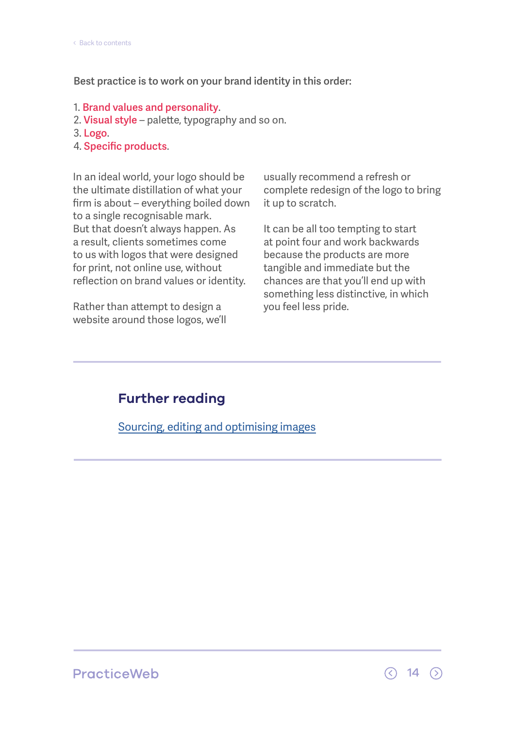Best practice is to work on your brand identity in this order:

1. Brand values and personality.
2. Visual style – palette, typography and so on.
3. Logo.
4. Specific products.

In an ideal world, your logo should be the ultimate distillation of what your firm is about – everything boiled down to a single recognisable mark. But that doesn't always happen. As a result, clients sometimes come to us with logos that were designed for print, not online use, without reflection on brand values or identity.

Rather than attempt to design a website around those logos, we'll usually recommend a refresh or complete redesign of the logo to bring it up to scratch.

It can be all too tempting to start at point four and work backwards because the products are more tangible and immediate but the chances are that you'll end up with something less distinctive, in which you feel less pride.

## Further reading

Sourcing, editing and optimising images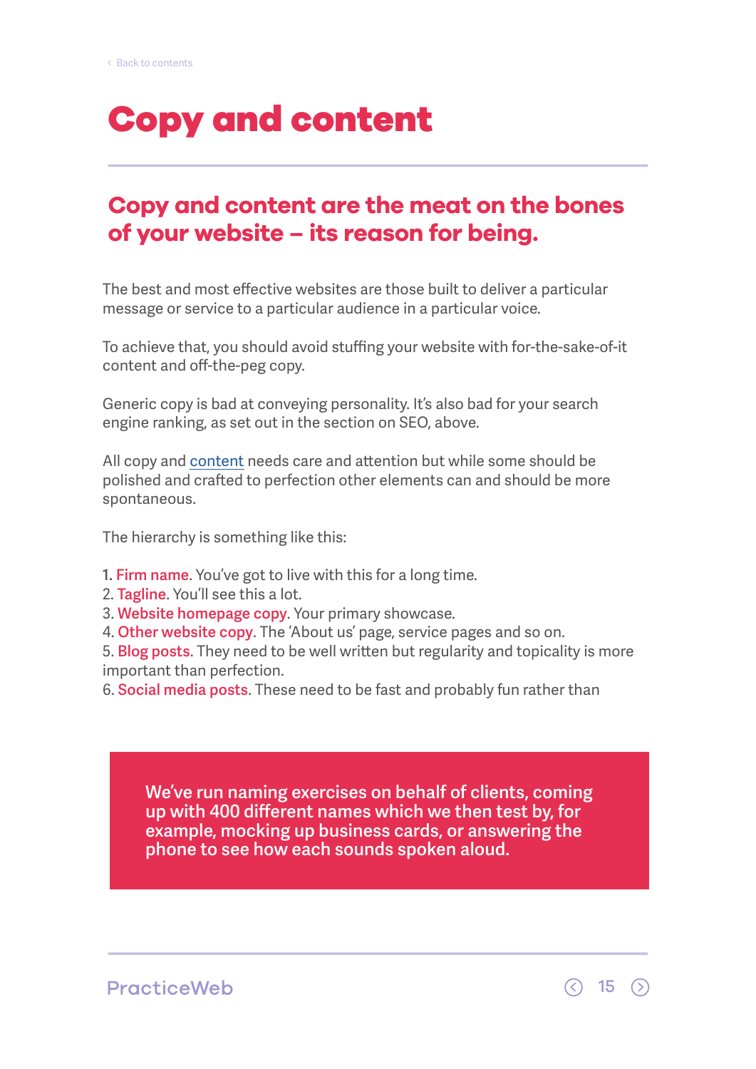# Copy and content

## Copy and content are the meat on the bones of your website – its reason for being.

The best and most effective websites are those built to deliver a particular message or service to a particular audience in a particular voice.

To achieve that, you should avoid stuffing your website with for-the-sake-of-it content and off-the-peg copy.

Generic copy is bad at conveying personality. It's also bad for your search engine ranking, as set out in the section on SEO, above.

All copy and content needs care and attention but while some should be polished and crafted to perfection other elements can and should be more spontaneous.

The hierarchy is something like this:

1. **Firm name**. You've got to live with this for a long time.
2. **Tagline**. You'll see this a lot.
3. **Website homepage copy**. Your primary showcase.
4. **Other website copy**. The 'About us' page, service pages and so on.
5. **Blog posts**. They need to be well written but regularity and topicality is more important than perfection.
6. **Social media posts**. These need to be fast and probably fun rather than

> We've run naming exercises on behalf of clients, coming up with 400 different names which we then test by, for example, mocking up business cards, or answering the phone to see how each sounds spoken aloud.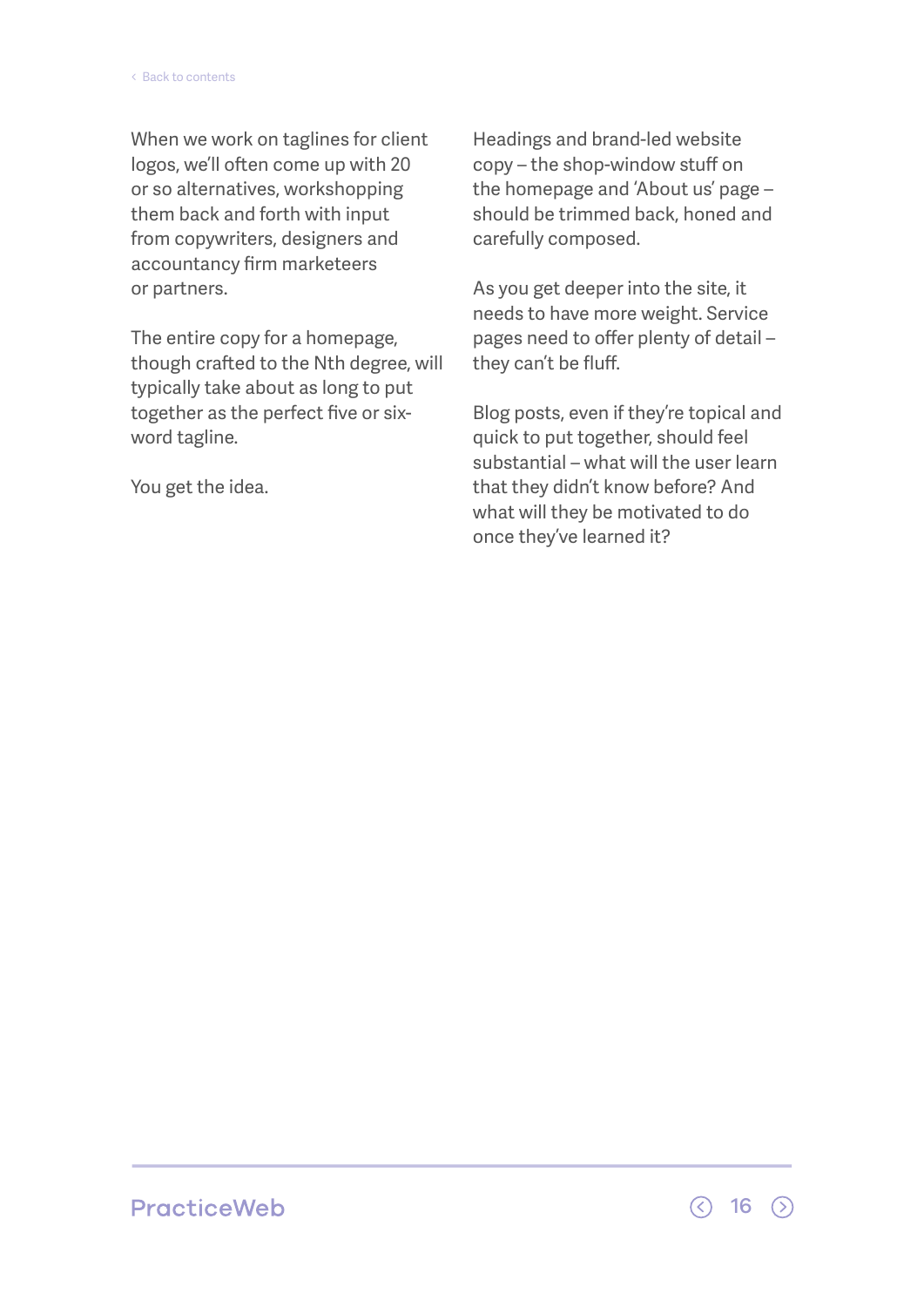When we work on taglines for client logos, we'll often come up with 20 or so alternatives, workshopping them back and forth with input from copywriters, designers and accountancy firm marketeers or partners.

The entire copy for a homepage, though crafted to the Nth degree, will typically take about as long to put together as the perfect five or six-word tagline.

You get the idea.

Headings and brand-led website copy – the shop-window stuff on the homepage and 'About us' page – should be trimmed back, honed and carefully composed.

As you get deeper into the site, it needs to have more weight. Service pages need to offer plenty of detail – they can't be fluff.

Blog posts, even if they're topical and quick to put together, should feel substantial – what will the user learn that they didn't know before? And what will they be motivated to do once they've learned it?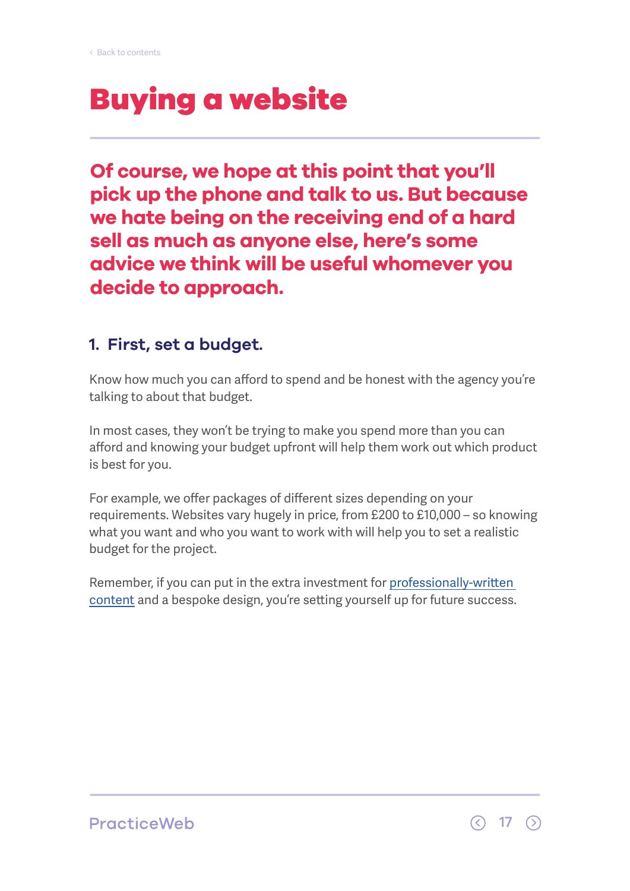# Buying a website

**Of course, we hope at this point that you'll pick up the phone and talk to us. But because we hate being on the receiving end of a hard sell as much as anyone else, here's some advice we think will be useful whomever you decide to approach.**

## 1. First, set a budget.

Know how much you can afford to spend and be honest with the agency you're talking to about that budget.

In most cases, they won't be trying to make you spend more than you can afford and knowing your budget upfront will help them work out which product is best for you.

For example, we offer packages of different sizes depending on your requirements. Websites vary hugely in price, from £200 to £10,000 – so knowing what you want and who you want to work with will help you to set a realistic budget for the project.

Remember, if you can put in the extra investment for professionally-written content and a bespoke design, you're setting yourself up for future success.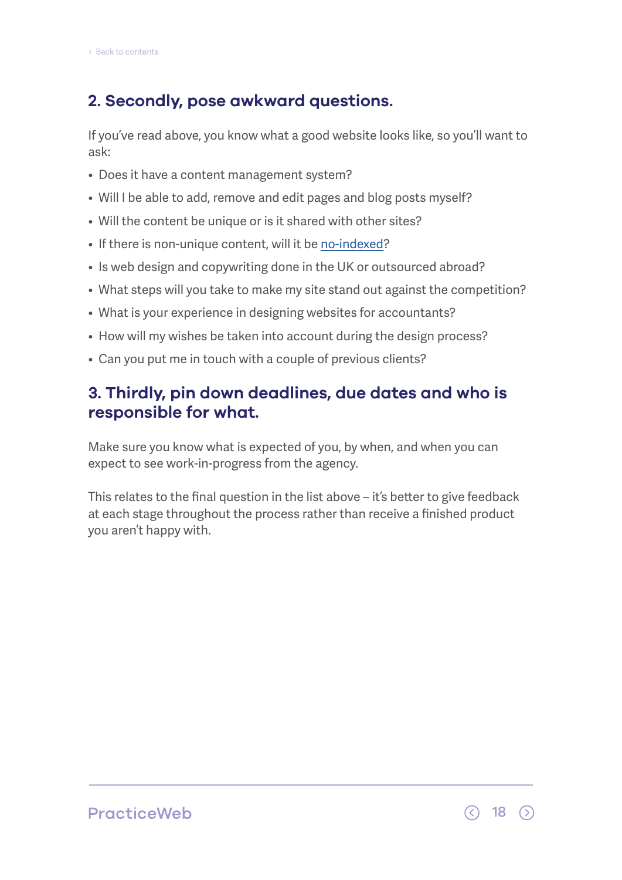## 2. Secondly, pose awkward questions.

If you've read above, you know what a good website looks like, so you'll want to ask:

- Does it have a content management system?
- Will I be able to add, remove and edit pages and blog posts myself?
- Will the content be unique or is it shared with other sites?
- If there is non-unique content, will it be no-indexed?
- Is web design and copywriting done in the UK or outsourced abroad?
- What steps will you take to make my site stand out against the competition?
- What is your experience in designing websites for accountants?
- How will my wishes be taken into account during the design process?
- Can you put me in touch with a couple of previous clients?

## 3. Thirdly, pin down deadlines, due dates and who is responsible for what.

Make sure you know what is expected of you, by when, and when you can expect to see work-in-progress from the agency.

This relates to the final question in the list above – it's better to give feedback at each stage throughout the process rather than receive a finished product you aren't happy with.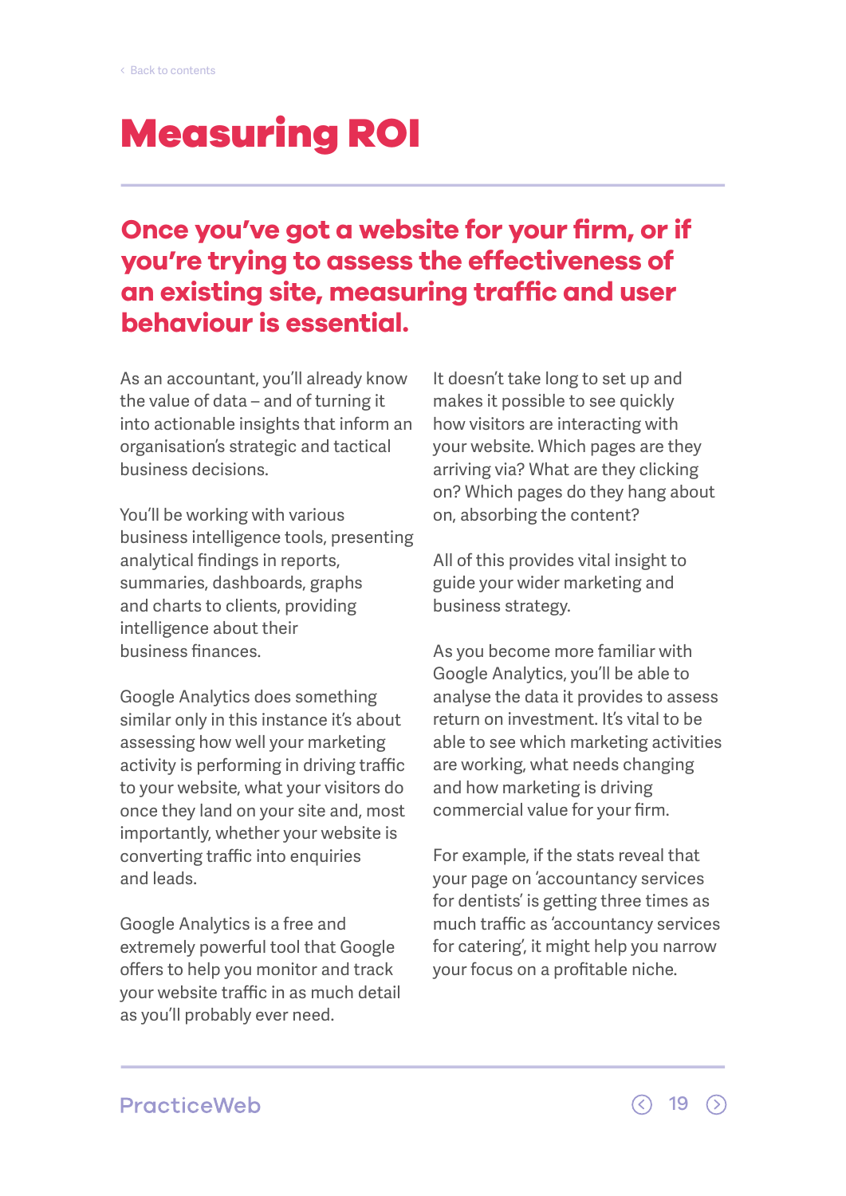# Measuring ROI

## Once you've got a website for your firm, or if you're trying to assess the effectiveness of an existing site, measuring traffic and user behaviour is essential.

As an accountant, you'll already know the value of data – and of turning it into actionable insights that inform an organisation's strategic and tactical business decisions.

You'll be working with various business intelligence tools, presenting analytical findings in reports, summaries, dashboards, graphs and charts to clients, providing intelligence about their business finances.

Google Analytics does something similar only in this instance it's about assessing how well your marketing activity is performing in driving traffic to your website, what your visitors do once they land on your site and, most importantly, whether your website is converting traffic into enquiries and leads.

Google Analytics is a free and extremely powerful tool that Google offers to help you monitor and track your website traffic in as much detail as you'll probably ever need.

It doesn't take long to set up and makes it possible to see quickly how visitors are interacting with your website. Which pages are they arriving via? What are they clicking on? Which pages do they hang about on, absorbing the content?

All of this provides vital insight to guide your wider marketing and business strategy.

As you become more familiar with Google Analytics, you'll be able to analyse the data it provides to assess return on investment. It's vital to be able to see which marketing activities are working, what needs changing and how marketing is driving commercial value for your firm.

For example, if the stats reveal that your page on 'accountancy services for dentists' is getting three times as much traffic as 'accountancy services for catering', it might help you narrow your focus on a profitable niche.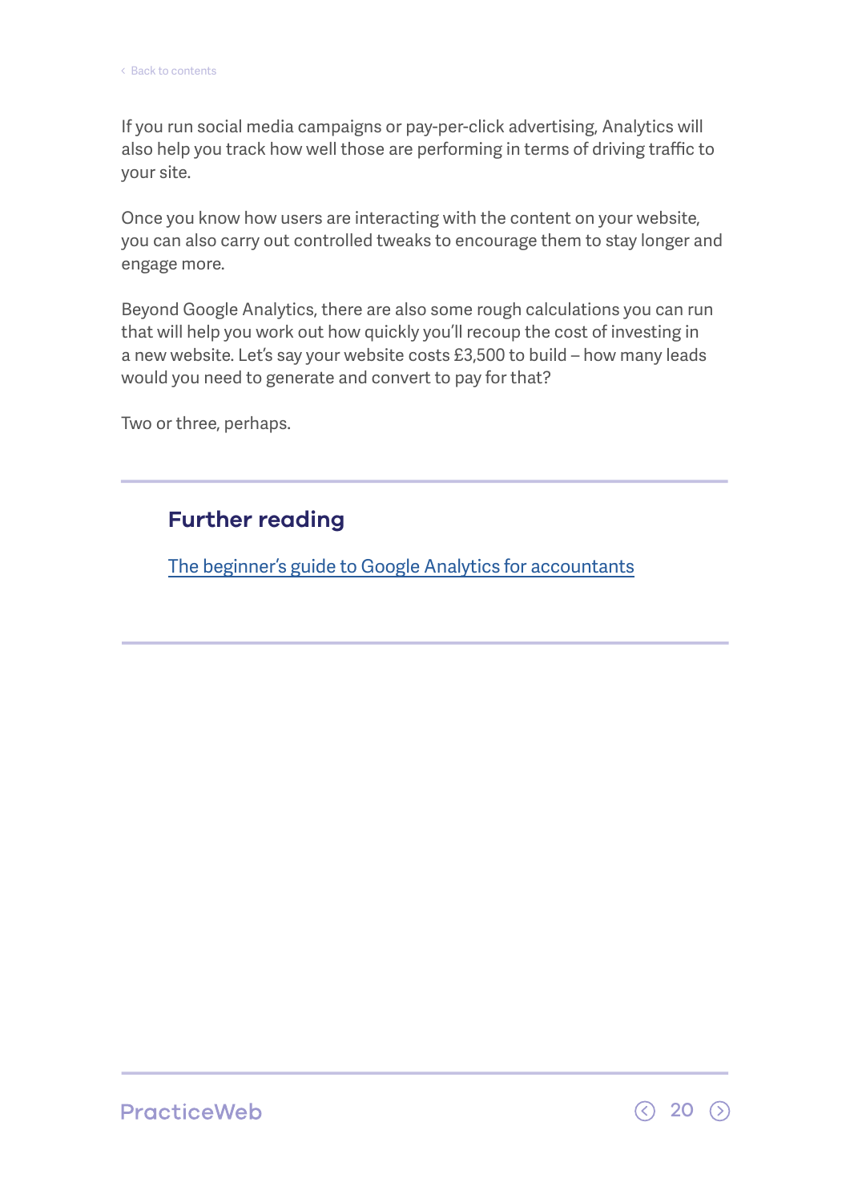If you run social media campaigns or pay-per-click advertising, Analytics will also help you track how well those are performing in terms of driving traffic to your site.

Once you know how users are interacting with the content on your website, you can also carry out controlled tweaks to encourage them to stay longer and engage more.

Beyond Google Analytics, there are also some rough calculations you can run that will help you work out how quickly you'll recoup the cost of investing in a new website. Let's say your website costs £3,500 to build – how many leads would you need to generate and convert to pay for that?

Two or three, perhaps.

---

## Further reading

[The beginner's guide to Google Analytics for accountants]()

---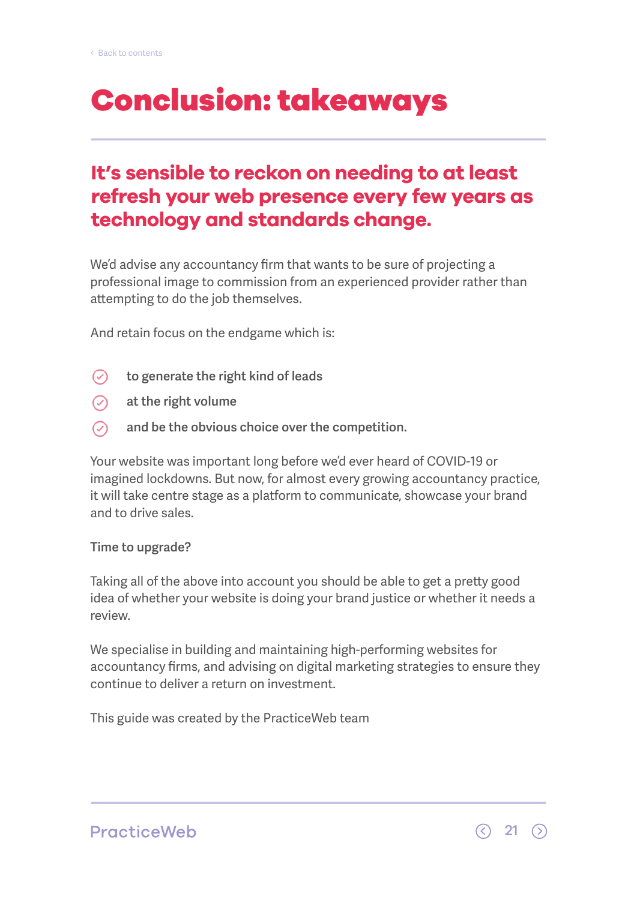# Conclusion: takeaways

## It's sensible to reckon on needing to at least refresh your web presence every few years as technology and standards change.

We'd advise any accountancy firm that wants to be sure of projecting a professional image to commission from an experienced provider rather than attempting to do the job themselves.

And retain focus on the endgame which is:

- to generate the right kind of leads
- at the right volume
- and be the obvious choice over the competition.

Your website was important long before we'd ever heard of COVID-19 or imagined lockdowns. But now, for almost every growing accountancy practice, it will take centre stage as a platform to communicate, showcase your brand and to drive sales.

**Time to upgrade?**

Taking all of the above into account you should be able to get a pretty good idea of whether your website is doing your brand justice or whether it needs a review.

We specialise in building and maintaining high-performing websites for accountancy firms, and advising on digital marketing strategies to ensure they continue to deliver a return on investment.

This guide was created by the PracticeWeb team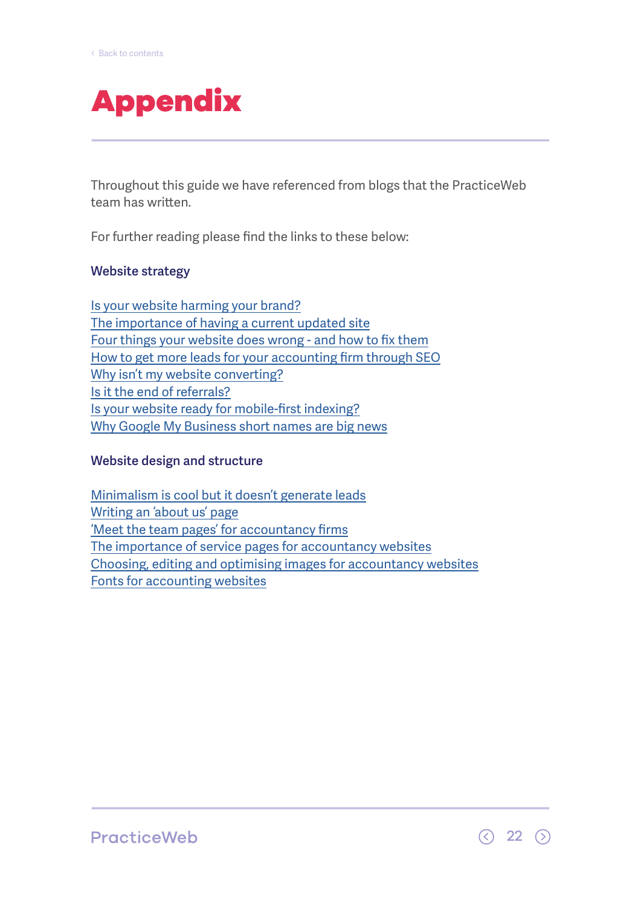‹ Back to contents

# Appendix

Throughout this guide we have referenced from blogs that the PracticeWeb team has written.

For further reading please find the links to these below:

### Website strategy

Is your website harming your brand?
The importance of having a current updated site
Four things your website does wrong - and how to fix them
How to get more leads for your accounting firm through SEO
Why isn't my website converting?
Is it the end of referrals?
Is your website ready for mobile-first indexing?
Why Google My Business short names are big news

### Website design and structure

Minimalism is cool but it doesn't generate leads
Writing an 'about us' page
'Meet the team pages' for accountancy firms
The importance of service pages for accountancy websites
Choosing, editing and optimising images for accountancy websites
Fonts for accounting websites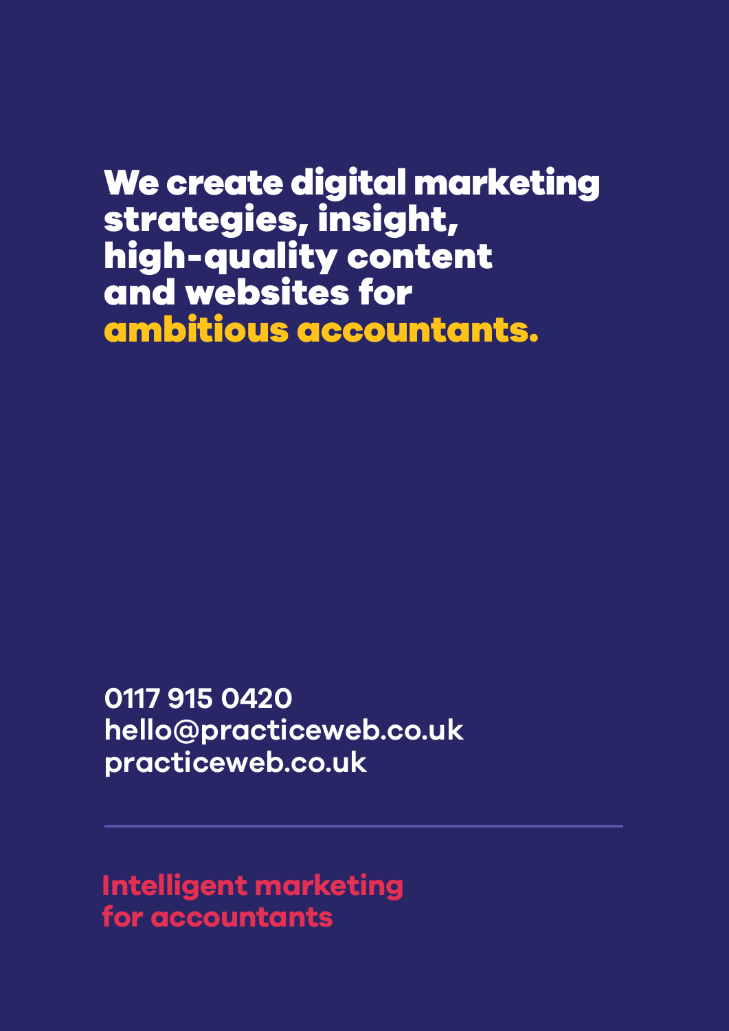# We create digital marketing strategies, insight, high-quality content and websites for ambitious accountants.

0117 915 0420
hello@practiceweb.co.uk
practiceweb.co.uk

---

**Intelligent marketing for accountants**